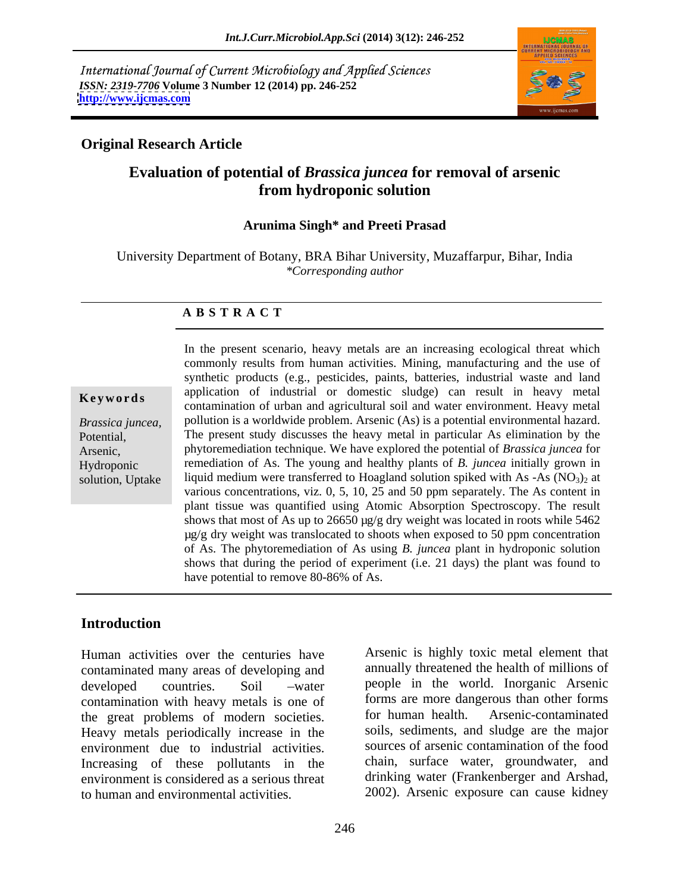International Journal of Current Microbiology and Applied Sciences
*ISSN: 2319-7706* **Volume 3 Number 12 (2014) pp. 246-252**
**http://www.ijcmas.com**

**Original Research Article**

# Evaluation of potential of *Brassica juncea* for removal of arsenic from hydroponic solution

**Arunima Singh* and Preeti Prasad**

University Department of Botany, BRA Bihar University, Muzaffarpur, Bihar, India
*\*Corresponding author*

## A B S T R A C T

**Keywords**

*Brassica juncea*, Potential, Arsenic, Hydroponic solution, Uptake

In the present scenario, heavy metals are an increasing ecological threat which commonly results from human activities. Mining, manufacturing and the use of synthetic products (e.g., pesticides, paints, batteries, industrial waste and land application of industrial or domestic sludge) can result in heavy metal contamination of urban and agricultural soil and water environment. Heavy metal pollution is a worldwide problem. Arsenic (As) is a potential environmental hazard. The present study discusses the heavy metal in particular As elimination by the phytoremediation technique. We have explored the potential of *Brassica juncea* for remediation of As. The young and healthy plants of *B. juncea* initially grown in liquid medium were transferred to Hoagland solution spiked with As -As $(NO_3)_2$ at various concentrations, viz. 0, 5, 10, 25 and 50 ppm separately. The As content in plant tissue was quantified using Atomic Absorption Spectroscopy. The result shows that most of As up to 26650 µg/g dry weight was located in roots while 5462 µg/g dry weight was translocated to shoots when exposed to 50 ppm concentration of As. The phytoremediation of As using *B. juncea* plant in hydroponic solution shows that during the period of experiment (i.e. 21 days) the plant was found to have potential to remove 80-86% of As.

## Introduction

Human activities over the centuries have contaminated many areas of developing and developed countries. Soil –water contamination with heavy metals is one of the great problems of modern societies. Heavy metals periodically increase in the environment due to industrial activities. Increasing of these pollutants in the environment is considered as a serious threat to human and environmental activities.

Arsenic is highly toxic metal element that annually threatened the health of millions of people in the world. Inorganic Arsenic forms are more dangerous than other forms for human health. Arsenic-contaminated soils, sediments, and sludge are the major sources of arsenic contamination of the food chain, surface water, groundwater, and drinking water (Frankenberger and Arshad, 2002). Arsenic exposure can cause kidney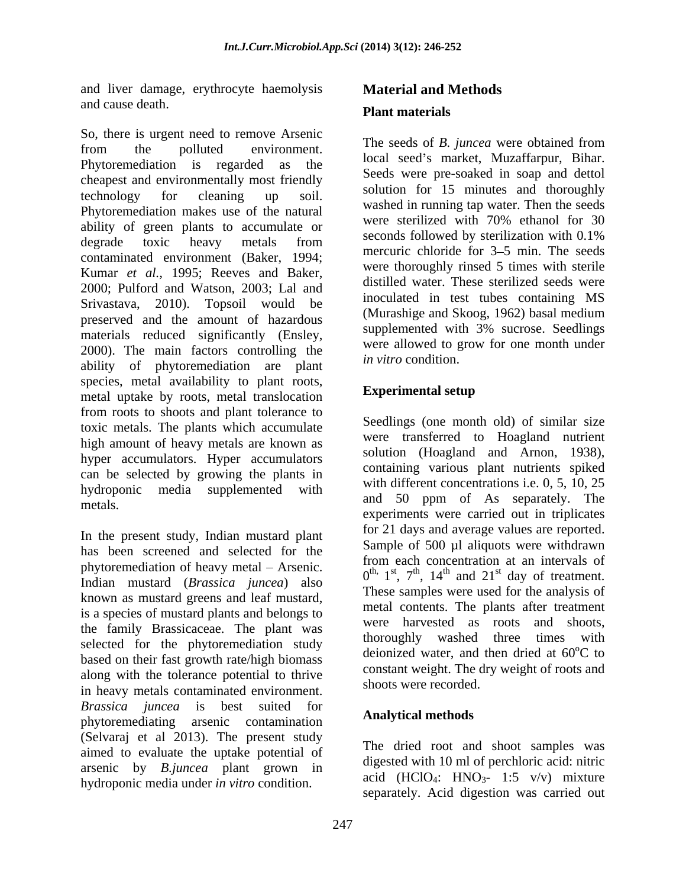and liver damage, erythrocyte haemolysis and cause death.

So, there is urgent need to remove Arsenic from the polluted environment. Phytoremediation is regarded as the cheapest and environmentally most friendly technology for cleaning up soil. Phytoremediation makes use of the natural ability of green plants to accumulate or degrade toxic heavy metals from contaminated environment (Baker, 1994; Kumar *et al.,* 1995; Reeves and Baker, 2000; Pulford and Watson, 2003; Lal and Srivastava, 2010). Topsoil would be preserved and the amount of hazardous materials reduced significantly (Ensley, 2000). The main factors controlling the ability of phytoremediation are plant species, metal availability to plant roots, metal uptake by roots, metal translocation from roots to shoots and plant tolerance to toxic metals. The plants which accumulate high amount of heavy metals are known as hyper accumulators. Hyper accumulators can be selected by growing the plants in hydroponic media supplemented with metals.

In the present study, Indian mustard plant has been screened and selected for the phytoremediation of heavy metal – Arsenic. Indian mustard (*Brassica juncea*) also known as mustard greens and leaf mustard, is a species of mustard plants and belongs to the family Brassicaceae. The plant was selected for the phytoremediation study based on their fast growth rate/high biomass along with the tolerance potential to thrive in heavy metals contaminated environment. *Brassica juncea* is best suited for phytoremediating arsenic contamination (Selvaraj et al 2013). The present study aimed to evaluate the uptake potential of arsenic by *B.juncea* plant grown in hydroponic media under *in vitro* condition.

## Material and Methods

### Plant materials

The seeds of *B. juncea* were obtained from local seed's market, Muzaffarpur, Bihar. Seeds were pre-soaked in soap and dettol solution for 15 minutes and thoroughly washed in running tap water. Then the seeds were sterilized with 70% ethanol for 30 seconds followed by sterilization with 0.1% mercuric chloride for 3–5 min. The seeds were thoroughly rinsed 5 times with sterile distilled water. These sterilized seeds were inoculated in test tubes containing MS (Murashige and Skoog, 1962) basal medium supplemented with 3% sucrose. Seedlings were allowed to grow for one month under *in vitro* condition.

### Experimental setup

Seedlings (one month old) of similar size were transferred to Hoagland nutrient solution (Hoagland and Arnon, 1938), containing various plant nutrients spiked with different concentrations i.e. 0, 5, 10, 25 and 50 ppm of As separately. The experiments were carried out in triplicates for 21 days and average values are reported. Sample of 500 µl aliquots were withdrawn from each concentration at an intervals of $0^{th}$, $1^{st}$, $7^{th}$, $14^{th}$ and $21^{st}$ day of treatment. These samples were used for the analysis of metal contents. The plants after treatment were harvested as roots and shoots, thoroughly washed three times with deionized water, and then dried at $60^{o}C$ to constant weight. The dry weight of roots and shoots were recorded.

### Analytical methods

The dried root and shoot samples was digested with 10 ml of perchloric acid: nitric acid ($HClO_4$: $HNO_3$- 1:5 v/v) mixture separately. Acid digestion was carried out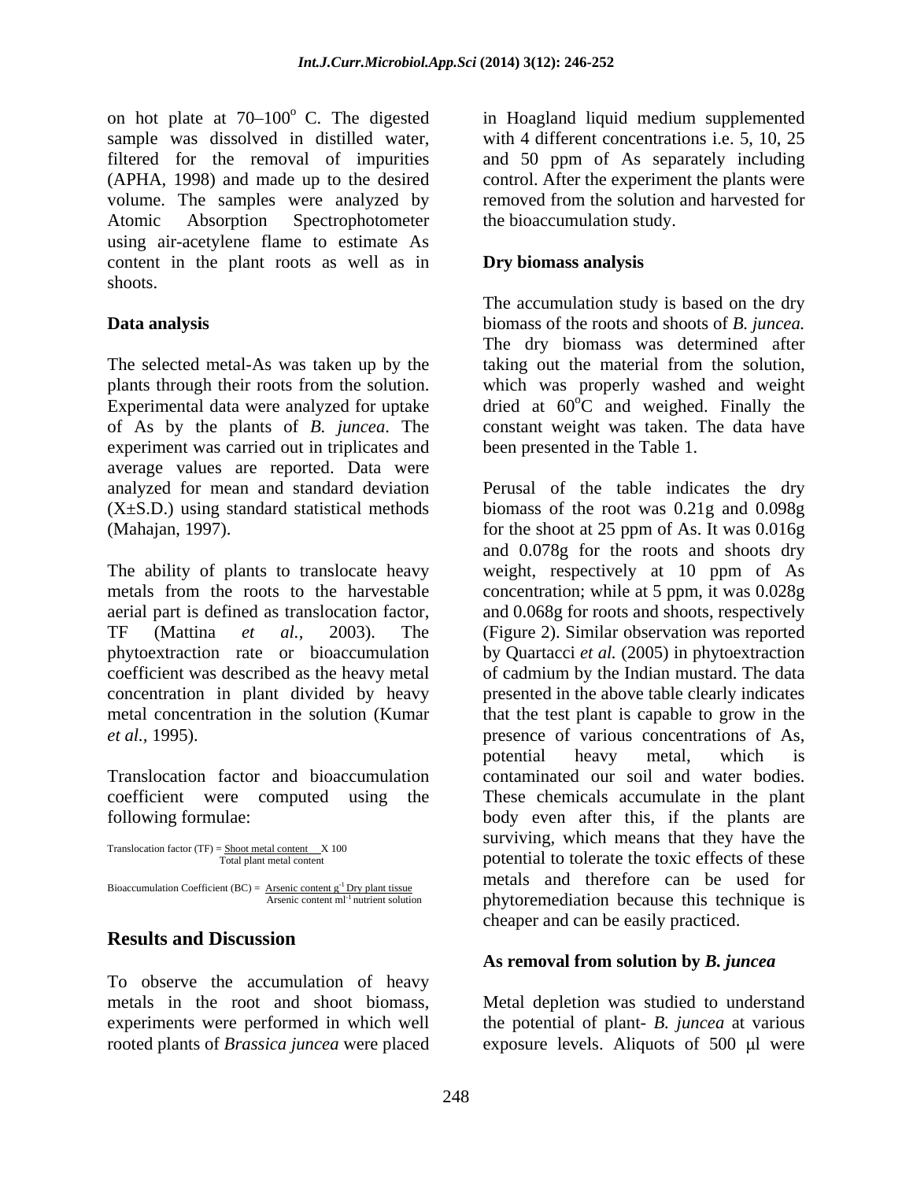on hot plate at 70–100$^{o}$ C. The digested sample was dissolved in distilled water, filtered for the removal of impurities (APHA, 1998) and made up to the desired volume. The samples were analyzed by Atomic Absorption Spectrophotometer using air-acetylene flame to estimate As content in the plant roots as well as in shoots.

## Data analysis

The selected metal-As was taken up by the plants through their roots from the solution. Experimental data were analyzed for uptake of As by the plants of *B. juncea*. The experiment was carried out in triplicates and average values are reported. Data were analyzed for mean and standard deviation (X±S.D.) using standard statistical methods (Mahajan, 1997).

The ability of plants to translocate heavy metals from the roots to the harvestable aerial part is defined as translocation factor, TF (Mattina *et al.,* 2003). The phytoextraction rate or bioaccumulation coefficient was described as the heavy metal concentration in plant divided by heavy metal concentration in the solution (Kumar *et al.,* 1995).

Translocation factor and bioaccumulation coefficient were computed using the following formulae:

$$\text{Translocation factor (TF)} = \frac{\text{Shoot metal content}}{\text{Total plant metal content}} \times 100$$

$$\text{Bioaccumulation Coefficient (BC)} = \frac{\text{Arsenic content g}^{-1}\text{ Dry plant tissue}}{\text{Arsenic content ml}^{-1}\text{ nutrient solution}}$$

## Results and Discussion

To observe the accumulation of heavy metals in the root and shoot biomass, experiments were performed in which well rooted plants of *Brassica juncea* were placed in Hoagland liquid medium supplemented with 4 different concentrations i.e. 5, 10, 25 and 50 ppm of As separately including control. After the experiment the plants were removed from the solution and harvested for the bioaccumulation study.

### Dry biomass analysis

The accumulation study is based on the dry biomass of the roots and shoots of *B. juncea.* The dry biomass was determined after taking out the material from the solution, which was properly washed and weight dried at 60$^{o}$C and weighed. Finally the constant weight was taken. The data have been presented in the Table 1.

Perusal of the table indicates the dry biomass of the root was 0.21g and 0.098g for the shoot at 25 ppm of As. It was 0.016g and 0.078g for the roots and shoots dry weight, respectively at 10 ppm of As concentration; while at 5 ppm, it was 0.028g and 0.068g for roots and shoots, respectively (Figure 2). Similar observation was reported by Quartacci *et al.* (2005) in phytoextraction of cadmium by the Indian mustard. The data presented in the above table clearly indicates that the test plant is capable to grow in the presence of various concentrations of As, potential heavy metal, which is contaminated our soil and water bodies. These chemicals accumulate in the plant body even after this, if the plants are surviving, which means that they have the potential to tolerate the toxic effects of these metals and therefore can be used for phytoremediation because this technique is cheaper and can be easily practiced.

### As removal from solution by *B. juncea*

Metal depletion was studied to understand the potential of plant- *B. juncea* at various exposure levels. Aliquots of 500 μl were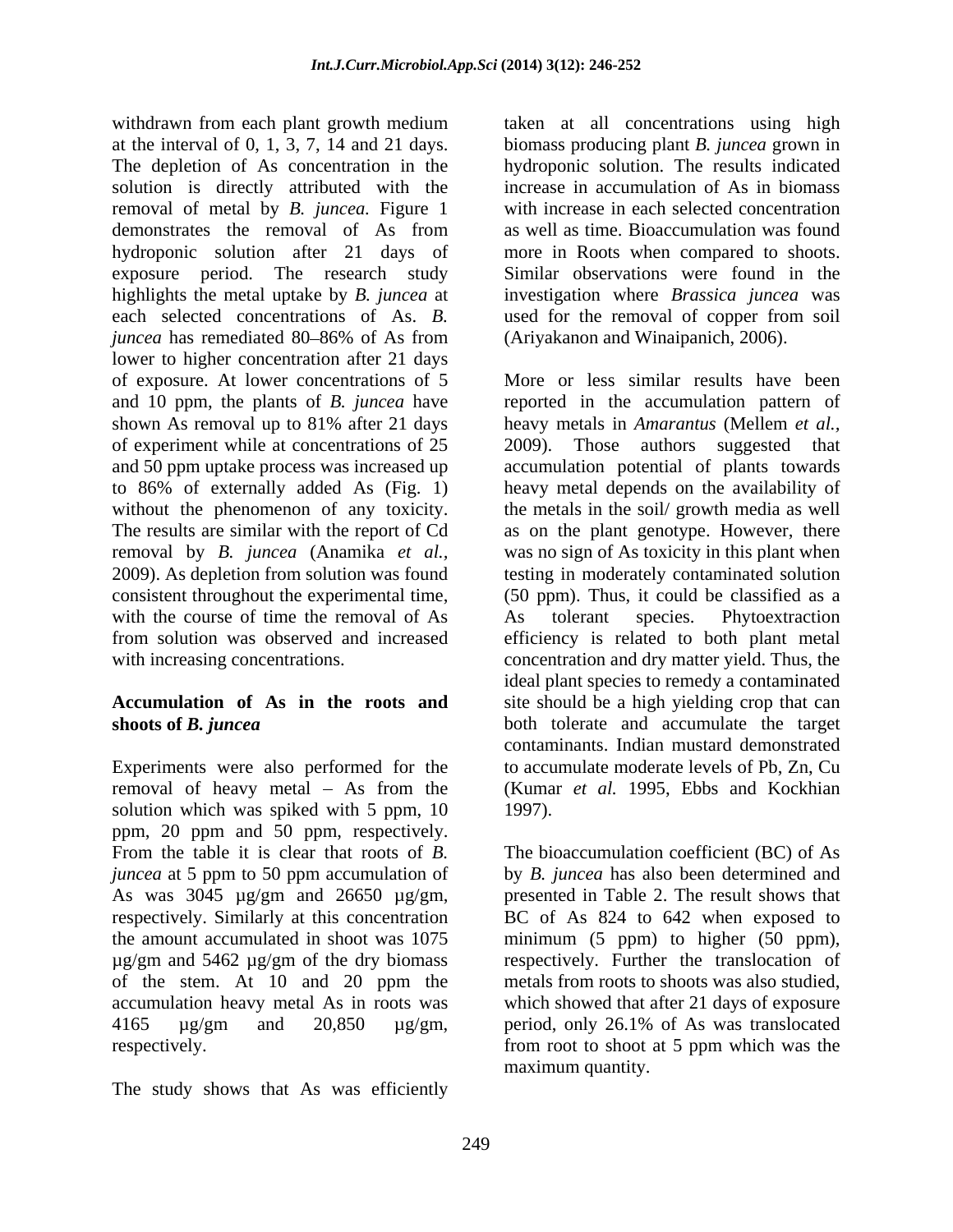withdrawn from each plant growth medium at the interval of 0, 1, 3, 7, 14 and 21 days. The depletion of As concentration in the solution is directly attributed with the removal of metal by *B. juncea.* Figure 1 demonstrates the removal of As from hydroponic solution after 21 days of exposure period. The research study highlights the metal uptake by *B. juncea* at each selected concentrations of As. *B. juncea* has remediated 80–86% of As from lower to higher concentration after 21 days of exposure. At lower concentrations of 5 and 10 ppm, the plants of *B. juncea* have shown As removal up to 81% after 21 days of experiment while at concentrations of 25 and 50 ppm uptake process was increased up to 86% of externally added As (Fig. 1) without the phenomenon of any toxicity. The results are similar with the report of Cd removal by *B. juncea* (Anamika *et al.*, 2009). As depletion from solution was found consistent throughout the experimental time, with the course of time the removal of As from solution was observed and increased with increasing concentrations.

### Accumulation of As in the roots and shoots of *B. juncea*

Experiments were also performed for the removal of heavy metal – As from the solution which was spiked with 5 ppm, 10 ppm, 20 ppm and 50 ppm, respectively. From the table it is clear that roots of *B. juncea* at 5 ppm to 50 ppm accumulation of As was 3045 µg/gm and 26650 µg/gm, respectively. Similarly at this concentration the amount accumulated in shoot was 1075 µg/gm and 5462 µg/gm of the dry biomass of the stem. At 10 and 20 ppm the accumulation heavy metal As in roots was 4165 µg/gm and 20,850 µg/gm, respectively.

The study shows that As was efficiently taken at all concentrations using high biomass producing plant *B. juncea* grown in hydroponic solution. The results indicated increase in accumulation of As in biomass with increase in each selected concentration as well as time. Bioaccumulation was found more in Roots when compared to shoots. Similar observations were found in the investigation where *Brassica juncea* was used for the removal of copper from soil (Ariyakanon and Winaipanich, 2006).

More or less similar results have been reported in the accumulation pattern of heavy metals in *Amarantus* (Mellem *et al.*, 2009). Those authors suggested that accumulation potential of plants towards heavy metal depends on the availability of the metals in the soil/ growth media as well as on the plant genotype. However, there was no sign of As toxicity in this plant when testing in moderately contaminated solution (50 ppm). Thus, it could be classified as a As tolerant species. Phytoextraction efficiency is related to both plant metal concentration and dry matter yield. Thus, the ideal plant species to remedy a contaminated site should be a high yielding crop that can both tolerate and accumulate the target contaminants. Indian mustard demonstrated to accumulate moderate levels of Pb, Zn, Cu (Kumar *et al.* 1995, Ebbs and Kockhian 1997).

The bioaccumulation coefficient (BC) of As by *B. juncea* has also been determined and presented in Table 2. The result shows that BC of As 824 to 642 when exposed to minimum (5 ppm) to higher (50 ppm), respectively. Further the translocation of metals from roots to shoots was also studied, which showed that after 21 days of exposure period, only 26.1% of As was translocated from root to shoot at 5 ppm which was the maximum quantity.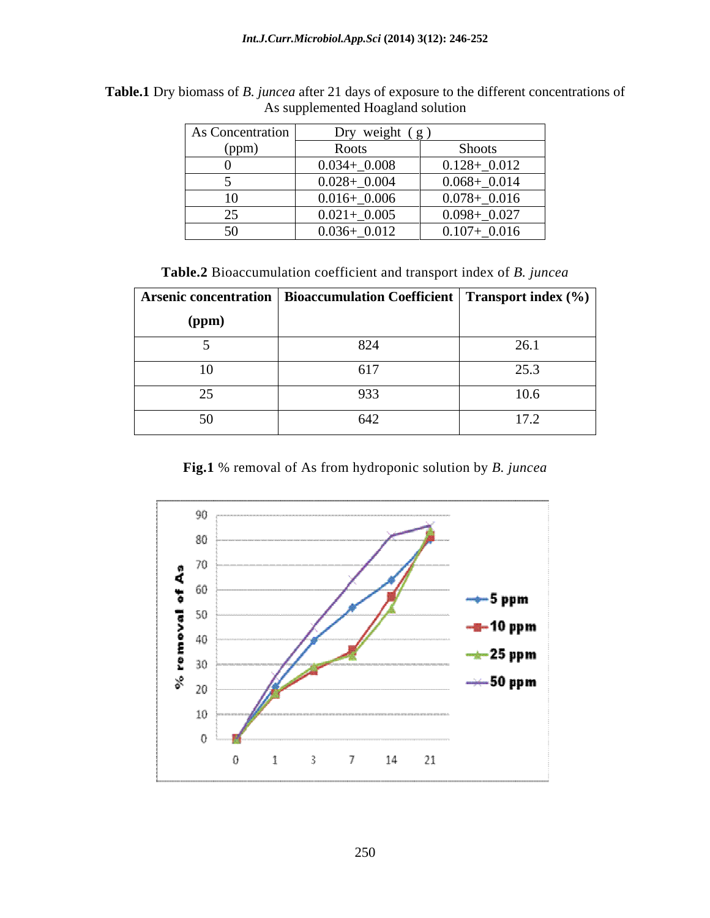**Table.1** Dry biomass of *B. juncea* after 21 days of exposure to the different concentrations of As supplemented Hoagland solution

| As Concentration (ppm) | Dry weight (g) | |
|---|---|---|
| | Roots | Shoots |
| 0 | 0.034+_0.008 | 0.128+_0.012 |
| 5 | 0.028+_0.004 | 0.068+_0.014 |
| 10 | 0.016+_0.006 | 0.078+_0.016 |
| 25 | 0.021+_0.005 | 0.098+_0.027 |
| 50 | 0.036+_0.012 | 0.107+_0.016 |

**Table.2** Bioaccumulation coefficient and transport index of *B. juncea*

| Arsenic concentration (ppm) | Bioaccumulation Coefficient | Transport index (%) |
|---|---|---|
| 5 | 824 | 26.1 |
| 10 | 617 | 25.3 |
| 25 | 933 | 10.6 |
| 50 | 642 | 17.2 |

**Fig.1** % removal of As from hydroponic solution by *B. juncea*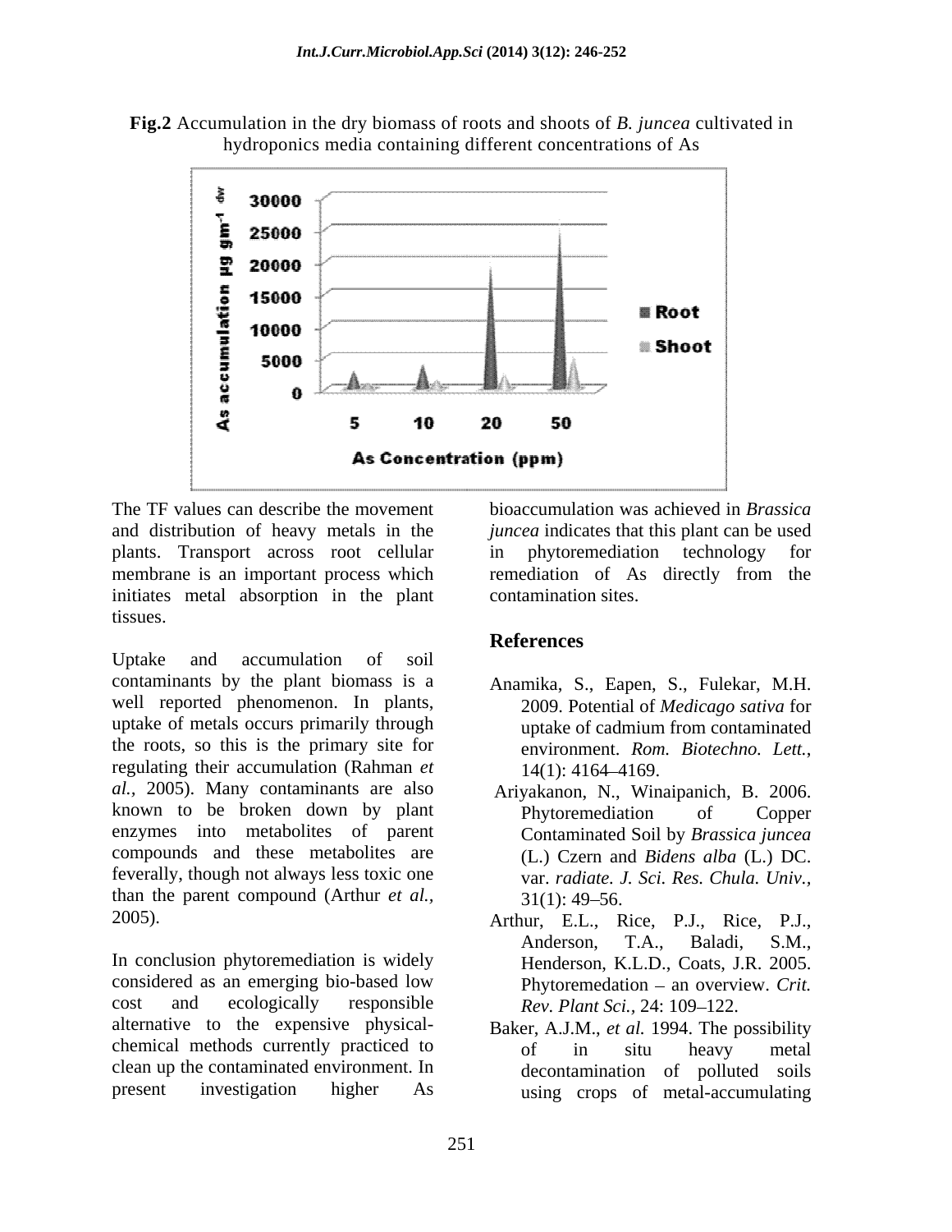**Fig.2** Accumulation in the dry biomass of roots and shoots of *B. juncea* cultivated in hydroponics media containing different concentrations of As

The TF values can describe the movement and distribution of heavy metals in the plants. Transport across root cellular membrane is an important process which initiates metal absorption in the plant tissues.

Uptake and accumulation of soil contaminants by the plant biomass is a well reported phenomenon. In plants, uptake of metals occurs primarily through the roots, so this is the primary site for regulating their accumulation (Rahman *et al.,* 2005). Many contaminants are also known to be broken down by plant enzymes into metabolites of parent compounds and these metabolites are feverally, though not always less toxic one than the parent compound (Arthur *et al.,* 2005).

In conclusion phytoremediation is widely considered as an emerging bio-based low cost and ecologically responsible alternative to the expensive physical-chemical methods currently practiced to clean up the contaminated environment. In present investigation higher As bioaccumulation was achieved in *Brassica juncea* indicates that this plant can be used in phytoremediation technology for remediation of As directly from the contamination sites.

## References

Anamika, S., Eapen, S., Fulekar, M.H. 2009. Potential of *Medicago sativa* for uptake of cadmium from contaminated environment. *Rom. Biotechno. Lett.*, 14(1): 4164–4169.

Ariyakanon, N., Winaipanich, B. 2006. Phytoremediation of Copper Contaminated Soil by *Brassica juncea* (L.) Czern and *Bidens alba* (L.) DC. var. *radiate. J. Sci. Res. Chula. Univ.*, 31(1): 49–56.

Arthur, E.L., Rice, P.J., Rice, P.J., Anderson, T.A., Baladi, S.M., Henderson, K.L.D., Coats, J.R. 2005. Phytoremedation – an overview. *Crit. Rev. Plant Sci.,* 24: 109–122.

Baker, A.J.M., *et al.* 1994. The possibility of in situ heavy metal decontamination of polluted soils using crops of metal-accumulating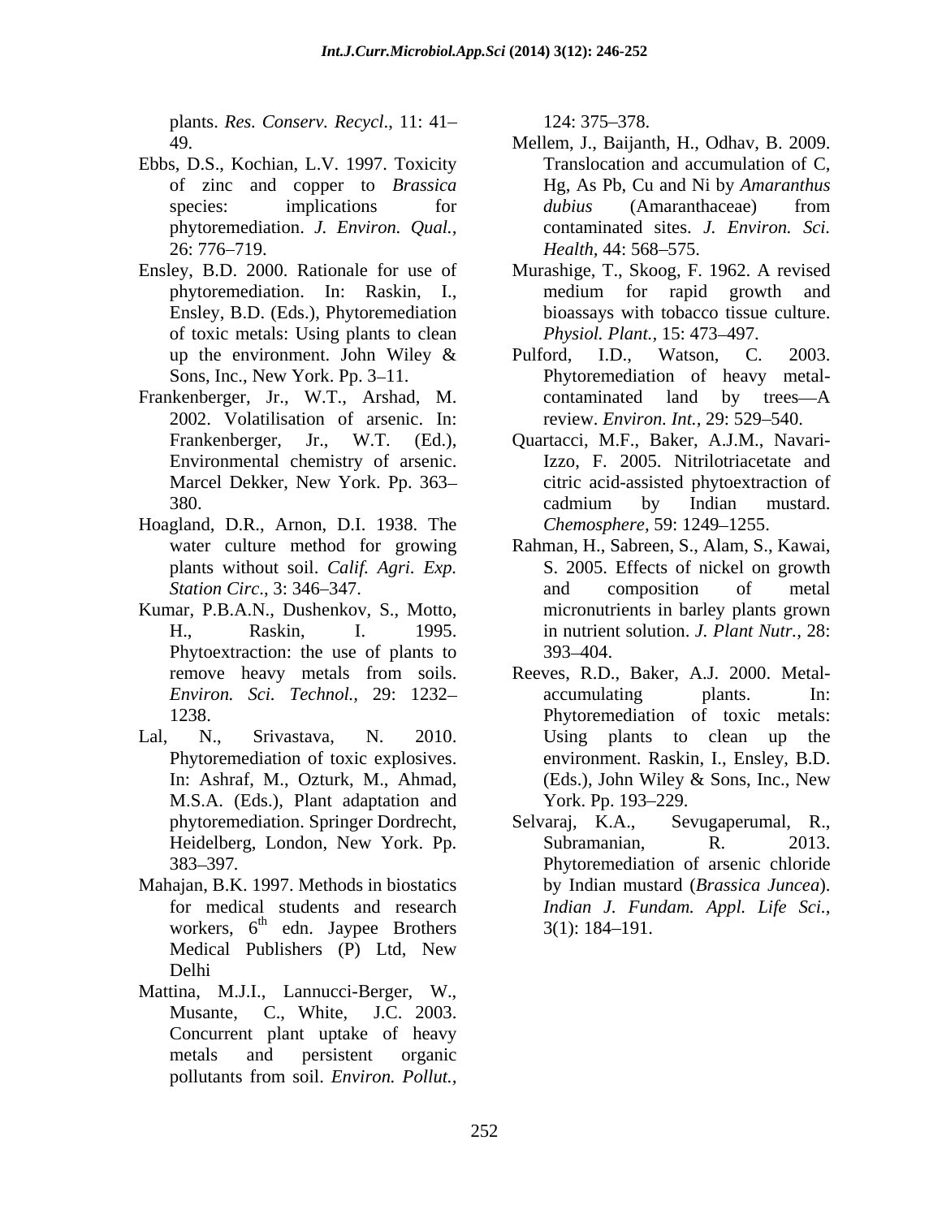plants. *Res. Conserv. Recycl*., 11: 41–49.

Ebbs, D.S., Kochian, L.V. 1997. Toxicity of zinc and copper to *Brassica* species: implications for phytoremediation. *J. Environ. Qual.,* 26: 776–719.

Ensley, B.D. 2000. Rationale for use of phytoremediation. In: Raskin, I., Ensley, B.D. (Eds.), Phytoremediation of toxic metals: Using plants to clean up the environment. John Wiley & Sons, Inc., New York. Pp. 3–11.

Frankenberger, Jr., W.T., Arshad, M. 2002. Volatilisation of arsenic. In: Frankenberger, Jr., W.T. (Ed.), Environmental chemistry of arsenic. Marcel Dekker, New York. Pp. 363–380.

Hoagland, D.R., Arnon, D.I. 1938. The water culture method for growing plants without soil. *Calif. Agri. Exp. Station Circ*., 3: 346–347.

Kumar, P.B.A.N., Dushenkov, S., Motto, H., Raskin, I. 1995. Phytoextraction: the use of plants to remove heavy metals from soils. *Environ. Sci. Technol.,* 29: 1232–1238.

Lal, N., Srivastava, N. 2010. Phytoremediation of toxic explosives. In: Ashraf, M., Ozturk, M., Ahmad, M.S.A. (Eds.), Plant adaptation and phytoremediation. Springer Dordrecht, Heidelberg, London, New York. Pp. 383–397.

Mahajan, B.K. 1997. Methods in biostatics for medical students and research workers, 6th edn. Jaypee Brothers Medical Publishers (P) Ltd, New Delhi

Mattina, M.J.I., Lannucci-Berger, W., Musante, C., White, J.C. 2003. Concurrent plant uptake of heavy metals and persistent organic pollutants from soil. *Environ. Pollut.,* 124: 375–378.

Mellem, J., Baijanth, H., Odhav, B. 2009. Translocation and accumulation of C, Hg, As Pb, Cu and Ni by *Amaranthus dubius* (Amaranthaceae) from contaminated sites. *J. Environ. Sci. Health,* 44: 568–575.

Murashige, T., Skoog, F. 1962. A revised medium for rapid growth and bioassays with tobacco tissue culture. *Physiol. Plant.,* 15: 473–497.

Pulford, I.D., Watson, C. 2003. Phytoremediation of heavy metal-contaminated land by trees—A review. *Environ. Int.,* 29: 529–540.

Quartacci, M.F., Baker, A.J.M., Navari-Izzo, F. 2005. Nitrilotriacetate and citric acid-assisted phytoextraction of cadmium by Indian mustard. *Chemosphere*, 59: 1249–1255.

Rahman, H., Sabreen, S., Alam, S., Kawai, S. 2005. Effects of nickel on growth and composition of metal micronutrients in barley plants grown in nutrient solution. *J. Plant Nutr.,* 28: 393–404.

Reeves, R.D., Baker, A.J. 2000. Metal-accumulating plants. In: Phytoremediation of toxic metals: Using plants to clean up the environment. Raskin, I., Ensley, B.D. (Eds.), John Wiley & Sons, Inc., New York. Pp. 193–229.

Selvaraj, K.A., Sevugaperumal, R., Subramanian, R. 2013. Phytoremediation of arsenic chloride by Indian mustard (*Brassica Juncea*). *Indian J. Fundam. Appl. Life Sci.,* 3(1): 184–191.